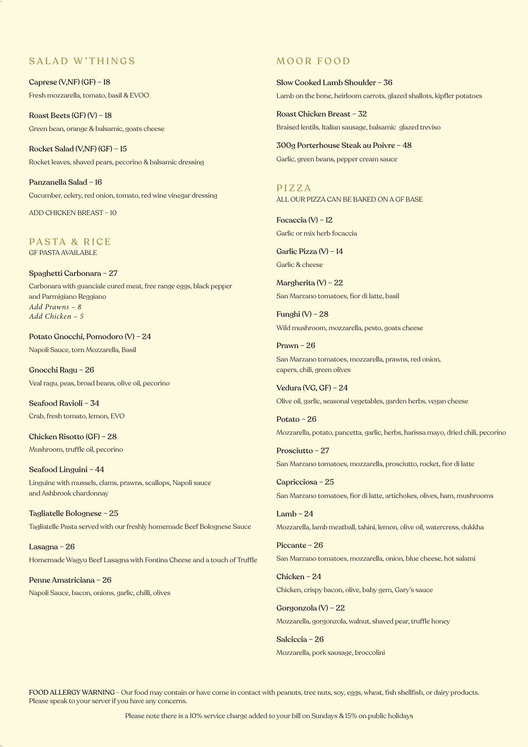## SALAD W'THINGS

**Caprese (V,NF) (GF) – 18**
Fresh mozzarella, tomato, basil & EVOO

**Roast Beets (GF) (V) – 18**
Green bean, orange & balsamic, goats cheese

**Rocket Salad (V,NF) (GF) – 15**
Rocket leaves, shaved pears, pecorino & balsamic dressing

**Panzanella Salad – 16**
Cucumber, celery, red onion, tomato, red wine vinegar dressing

ADD CHICKEN BREAST – 10

## PASTA & RICE

GF PASTA AVAILABLE

**Spaghetti Carbonara – 27**
Carbonara with guanciale cured meat, free range eggs, black pepper and Parmigiano Reggiano
*Add Prawns – 8*
*Add Chicken – 5*

**Potato Gnocchi, Pomodoro (V) – 24**
Napoli Sauce, torn Mozzarella, Basil

**Gnocchi Ragu – 26**
Veal ragu, peas, broad beans, olive oil, pecorino

**Seafood Ravioli – 34**
Crab, fresh tomato, lemon, EVO

**Chicken Risotto (GF) – 28**
Mushroom, truffle oil, pecorino

**Seafood Linguini – 44**
Linguine with mussels, clams, prawns, scallops, Napoli sauce and Ashbrook chardonnay

**Tagliatelle Bolognese – 25**
Tagliatelle Pasta served with our freshly homemade Beef Bolognese Sauce

**Lasagna – 26**
Homemade Wagyu Beef Lasagna with Fontina Cheese and a touch of Truffle

**Penne Amatriciana – 26**
Napoli Sauce, bacon, onions, garlic, chilli, olives

## MOOR FOOD

**Slow Cooked Lamb Shoulder – 36**
Lamb on the bone, heirloom carrots, glazed shallots, kipfler potatoes

**Roast Chicken Breast – 32**
Braised lentils, Italian sausage, balsamic glazed treviso

**300g Porterhouse Steak au Poivre – 48**
Garlic, green beans, pepper cream sauce

## PIZZA

ALL OUR PIZZA CAN BE BAKED ON A GF BASE

**Focaccia (V) – 12**
Garlic or mix herb focaccia

**Garlic Pizza (V) – 14**
Garlic & cheese

**Margherita (V) – 22**
San Marzano tomatoes, fior di latte, basil

**Funghi (V) – 28**
Wild mushroom, mozzarella, pesto, goats cheese

**Prawn – 26**
San Marzano tomatoes, mozzarella, prawns, red onion, capers, chili, green olives

**Vedura (VG, GF) – 24**
Olive oil, garlic, seasonal vegetables, garden herbs, vegan cheese

**Potato – 26**
Mozzarella, potato, pancetta, garlic, herbs, harissa mayo, dried chili, pecorino

**Prosciutto – 27**
San Marzano tomatoes, mozzarella, prosciutto, rocket, fior di latte

**Capricciosa – 25**
San Marzano tomatoes, fior di latte, artichokes, olives, ham, mushrooms

**Lamb – 24**
Mozzarella, lamb meatball, tahini, lemon, olive oil, watercress, dukkha

**Piccante – 26**
San Marzano tomatoes, mozzarella, onion, blue cheese, hot salami

**Chicken – 24**
Chicken, crispy bacon, olive, baby gem, Gary's sauce

**Gorgonzola (V) – 22**
Mozzarella, gorgonzola, walnut, shaved pear, truffle honey

**Salciccia – 26**
Mozzarella, pork sausage, broccolini

FOOD ALLERGY WARNING - Our food may contain or have come in contact with peanuts, tree nuts, soy, eggs, wheat, fish shellfish, or dairy products. Please speak to your server if you have any concerns.

Please note there is a 10% service charge added to your bill on Sundays & 15% on public holidays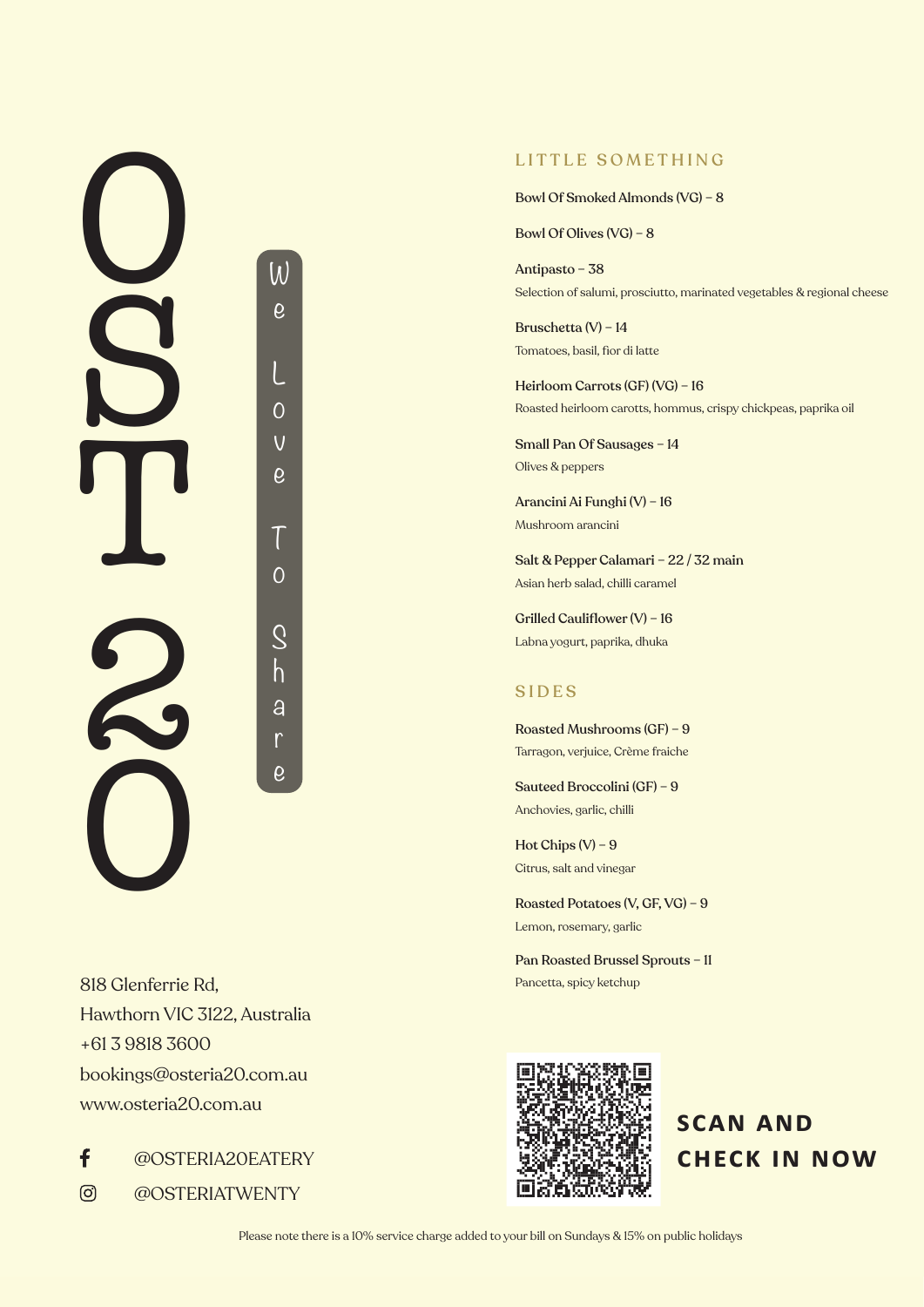# OST 20

We Love To Share

818 Glenferrie Rd,
Hawthorn VIC 3122, Australia
+61 3 9818 3600
bookings@osteria20.com.au
www.osteria20.com.au

@OSTERIA20EATERY

@OSTERIATWENTY

## LITTLE SOMETHING

**Bowl Of Smoked Almonds (VG) – 8**

**Bowl Of Olives (VG) – 8**

**Antipasto – 38**
Selection of salumi, prosciutto, marinated vegetables & regional cheese

**Bruschetta (V) – 14**
Tomatoes, basil, fior di latte

**Heirloom Carrots (GF) (VG) – 16**
Roasted heirloom carotts, hommus, crispy chickpeas, paprika oil

**Small Pan Of Sausages – 14**
Olives & peppers

**Arancini Ai Funghi (V) – 16**
Mushroom arancini

**Salt & Pepper Calamari – 22 / 32 main**
Asian herb salad, chilli caramel

**Grilled Cauliflower (V) – 16**
Labna yogurt, paprika, dhuka

## SIDES

**Roasted Mushrooms (GF) – 9**
Tarragon, verjuice, Crème fraiche

**Sauteed Broccolini (GF) – 9**
Anchovies, garlic, chilli

**Hot Chips (V) – 9**
Citrus, salt and vinegar

**Roasted Potatoes (V, GF, VG) – 9**
Lemon, rosemary, garlic

**Pan Roasted Brussel Sprouts – 11**
Pancetta, spicy ketchup

**SCAN AND CHECK IN NOW**

Please note there is a 10% service charge added to your bill on Sundays & 15% on public holidays